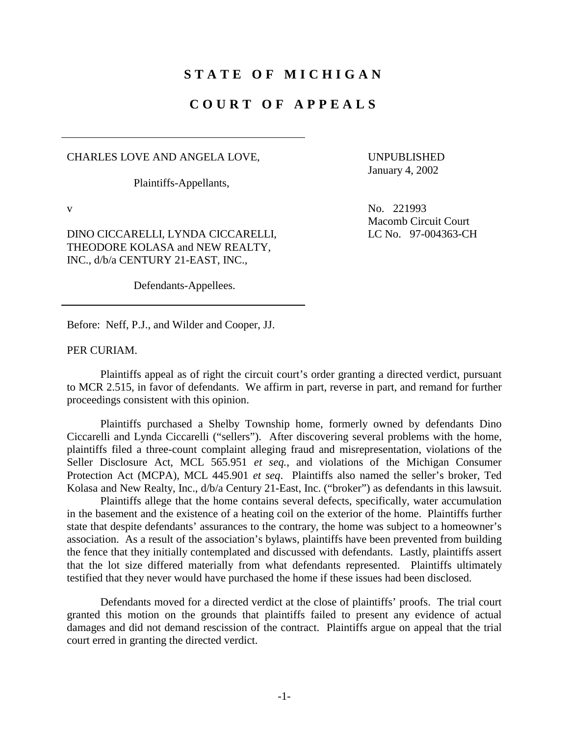# STATE OF MICHIGAN

# COURT OF APPEALS

CHARLES LOVE AND ANGELA LOVE,

Plaintiffs-Appellants,

v

DINO CICCARELLI, LYNDA CICCARELLI, THEODORE KOLASA and NEW REALTY, INC., d/b/a CENTURY 21-EAST, INC.,

Defendants-Appellees.

UNPUBLISHED
January 4, 2002

No. 221993
Macomb Circuit Court
LC No. 97-004363-CH

Before: Neff, P.J., and Wilder and Cooper, JJ.

PER CURIAM.

Plaintiffs appeal as of right the circuit court's order granting a directed verdict, pursuant to MCR 2.515, in favor of defendants. We affirm in part, reverse in part, and remand for further proceedings consistent with this opinion.

Plaintiffs purchased a Shelby Township home, formerly owned by defendants Dino Ciccarelli and Lynda Ciccarelli ("sellers"). After discovering several problems with the home, plaintiffs filed a three-count complaint alleging fraud and misrepresentation, violations of the Seller Disclosure Act, MCL 565.951 *et seq.*, and violations of the Michigan Consumer Protection Act (MCPA), MCL 445.901 *et seq*. Plaintiffs also named the seller's broker, Ted Kolasa and New Realty, Inc., d/b/a Century 21-East, Inc. ("broker") as defendants in this lawsuit.

Plaintiffs allege that the home contains several defects, specifically, water accumulation in the basement and the existence of a heating coil on the exterior of the home. Plaintiffs further state that despite defendants' assurances to the contrary, the home was subject to a homeowner's association. As a result of the association's bylaws, plaintiffs have been prevented from building the fence that they initially contemplated and discussed with defendants. Lastly, plaintiffs assert that the lot size differed materially from what defendants represented. Plaintiffs ultimately testified that they never would have purchased the home if these issues had been disclosed.

Defendants moved for a directed verdict at the close of plaintiffs' proofs. The trial court granted this motion on the grounds that plaintiffs failed to present any evidence of actual damages and did not demand rescission of the contract. Plaintiffs argue on appeal that the trial court erred in granting the directed verdict.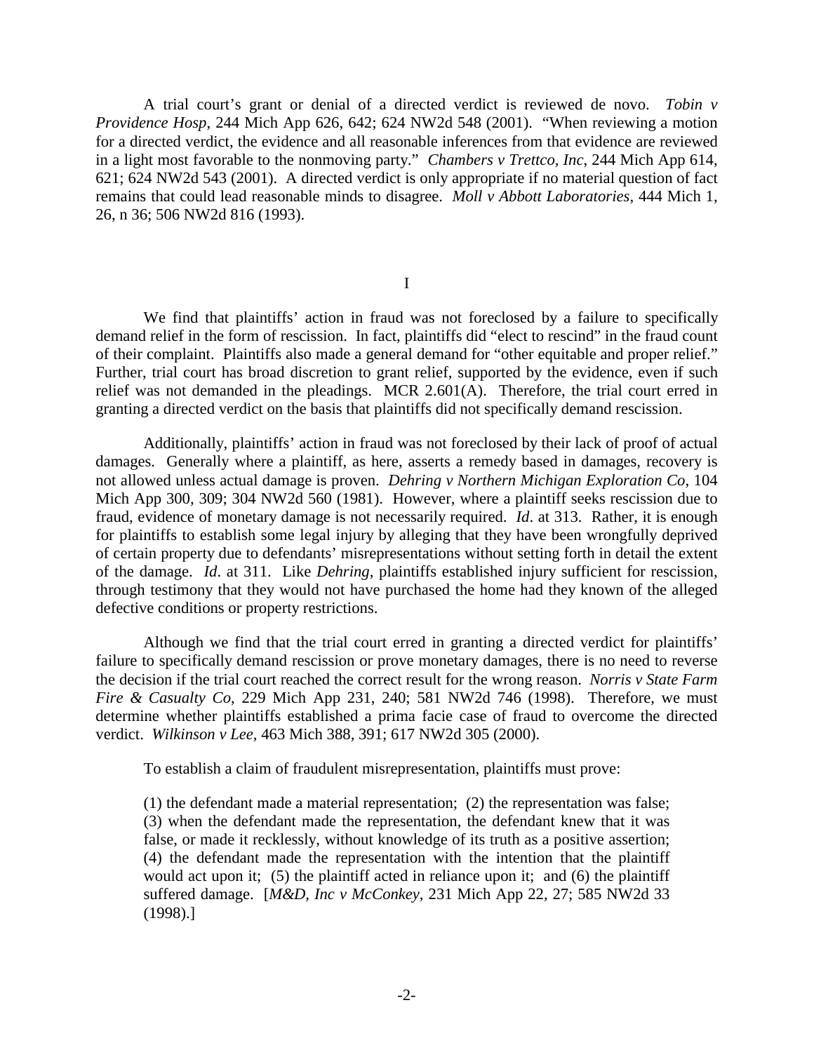A trial court's grant or denial of a directed verdict is reviewed de novo. *Tobin v Providence Hosp*, 244 Mich App 626, 642; 624 NW2d 548 (2001). "When reviewing a motion for a directed verdict, the evidence and all reasonable inferences from that evidence are reviewed in a light most favorable to the nonmoving party." *Chambers v Trettco, Inc*, 244 Mich App 614, 621; 624 NW2d 543 (2001). A directed verdict is only appropriate if no material question of fact remains that could lead reasonable minds to disagree. *Moll v Abbott Laboratories*, 444 Mich 1, 26, n 36; 506 NW2d 816 (1993).

I

We find that plaintiffs' action in fraud was not foreclosed by a failure to specifically demand relief in the form of rescission. In fact, plaintiffs did "elect to rescind" in the fraud count of their complaint. Plaintiffs also made a general demand for "other equitable and proper relief." Further, trial court has broad discretion to grant relief, supported by the evidence, even if such relief was not demanded in the pleadings. MCR 2.601(A). Therefore, the trial court erred in granting a directed verdict on the basis that plaintiffs did not specifically demand rescission.

Additionally, plaintiffs' action in fraud was not foreclosed by their lack of proof of actual damages. Generally where a plaintiff, as here, asserts a remedy based in damages, recovery is not allowed unless actual damage is proven. *Dehring v Northern Michigan Exploration Co*, 104 Mich App 300, 309; 304 NW2d 560 (1981). However, where a plaintiff seeks rescission due to fraud, evidence of monetary damage is not necessarily required. *Id*. at 313. Rather, it is enough for plaintiffs to establish some legal injury by alleging that they have been wrongfully deprived of certain property due to defendants' misrepresentations without setting forth in detail the extent of the damage. *Id*. at 311. Like *Dehring*, plaintiffs established injury sufficient for rescission, through testimony that they would not have purchased the home had they known of the alleged defective conditions or property restrictions.

Although we find that the trial court erred in granting a directed verdict for plaintiffs' failure to specifically demand rescission or prove monetary damages, there is no need to reverse the decision if the trial court reached the correct result for the wrong reason. *Norris v State Farm Fire & Casualty Co*, 229 Mich App 231, 240; 581 NW2d 746 (1998). Therefore, we must determine whether plaintiffs established a prima facie case of fraud to overcome the directed verdict. *Wilkinson v Lee*, 463 Mich 388, 391; 617 NW2d 305 (2000).

To establish a claim of fraudulent misrepresentation, plaintiffs must prove:

> (1) the defendant made a material representation; (2) the representation was false; (3) when the defendant made the representation, the defendant knew that it was false, or made it recklessly, without knowledge of its truth as a positive assertion; (4) the defendant made the representation with the intention that the plaintiff would act upon it; (5) the plaintiff acted in reliance upon it; and (6) the plaintiff suffered damage. [*M&D, Inc v McConkey*, 231 Mich App 22, 27; 585 NW2d 33 (1998).]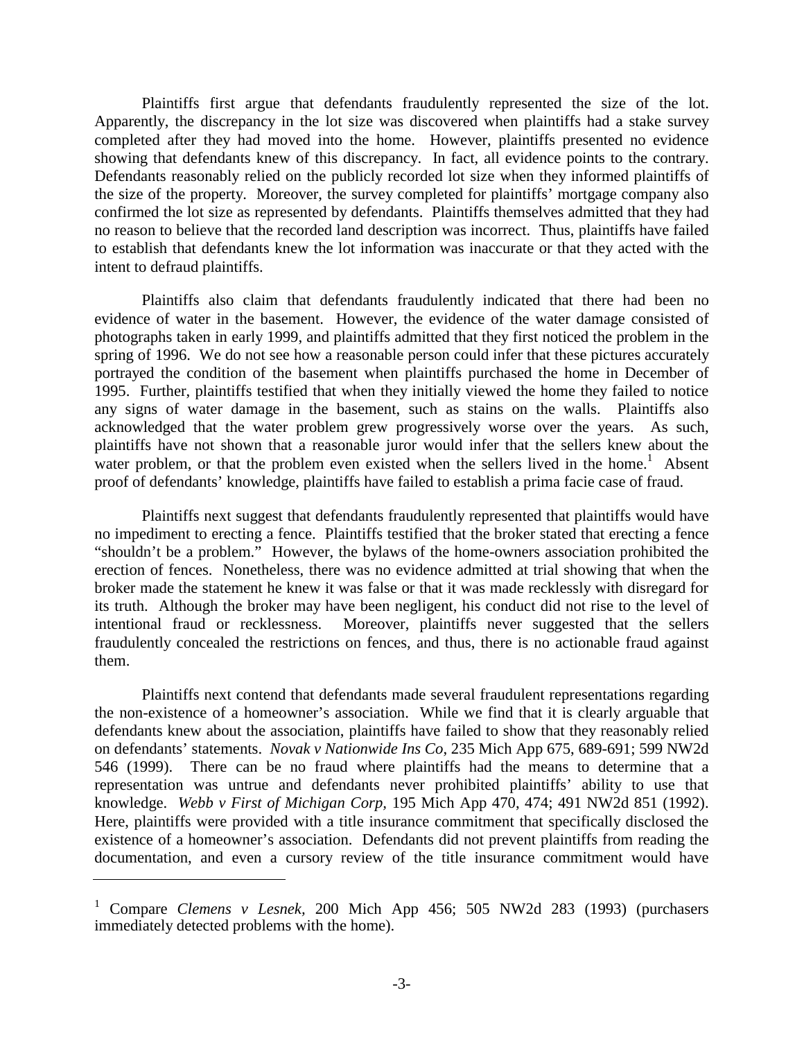Plaintiffs first argue that defendants fraudulently represented the size of the lot. Apparently, the discrepancy in the lot size was discovered when plaintiffs had a stake survey completed after they had moved into the home. However, plaintiffs presented no evidence showing that defendants knew of this discrepancy. In fact, all evidence points to the contrary. Defendants reasonably relied on the publicly recorded lot size when they informed plaintiffs of the size of the property. Moreover, the survey completed for plaintiffs' mortgage company also confirmed the lot size as represented by defendants. Plaintiffs themselves admitted that they had no reason to believe that the recorded land description was incorrect. Thus, plaintiffs have failed to establish that defendants knew the lot information was inaccurate or that they acted with the intent to defraud plaintiffs.

Plaintiffs also claim that defendants fraudulently indicated that there had been no evidence of water in the basement. However, the evidence of the water damage consisted of photographs taken in early 1999, and plaintiffs admitted that they first noticed the problem in the spring of 1996. We do not see how a reasonable person could infer that these pictures accurately portrayed the condition of the basement when plaintiffs purchased the home in December of 1995. Further, plaintiffs testified that when they initially viewed the home they failed to notice any signs of water damage in the basement, such as stains on the walls. Plaintiffs also acknowledged that the water problem grew progressively worse over the years. As such, plaintiffs have not shown that a reasonable juror would infer that the sellers knew about the water problem, or that the problem even existed when the sellers lived in the home.[1] Absent proof of defendants' knowledge, plaintiffs have failed to establish a prima facie case of fraud.

Plaintiffs next suggest that defendants fraudulently represented that plaintiffs would have no impediment to erecting a fence. Plaintiffs testified that the broker stated that erecting a fence "shouldn't be a problem." However, the bylaws of the home-owners association prohibited the erection of fences. Nonetheless, there was no evidence admitted at trial showing that when the broker made the statement he knew it was false or that it was made recklessly with disregard for its truth. Although the broker may have been negligent, his conduct did not rise to the level of intentional fraud or recklessness. Moreover, plaintiffs never suggested that the sellers fraudulently concealed the restrictions on fences, and thus, there is no actionable fraud against them.

Plaintiffs next contend that defendants made several fraudulent representations regarding the non-existence of a homeowner's association. While we find that it is clearly arguable that defendants knew about the association, plaintiffs have failed to show that they reasonably relied on defendants' statements. *Novak v Nationwide Ins Co*, 235 Mich App 675, 689-691; 599 NW2d 546 (1999). There can be no fraud where plaintiffs had the means to determine that a representation was untrue and defendants never prohibited plaintiffs' ability to use that knowledge. *Webb v First of Michigan Corp*, 195 Mich App 470, 474; 491 NW2d 851 (1992). Here, plaintiffs were provided with a title insurance commitment that specifically disclosed the existence of a homeowner's association. Defendants did not prevent plaintiffs from reading the documentation, and even a cursory review of the title insurance commitment would have

---

[1] Compare *Clemens v Lesnek*, 200 Mich App 456; 505 NW2d 283 (1993) (purchasers immediately detected problems with the home).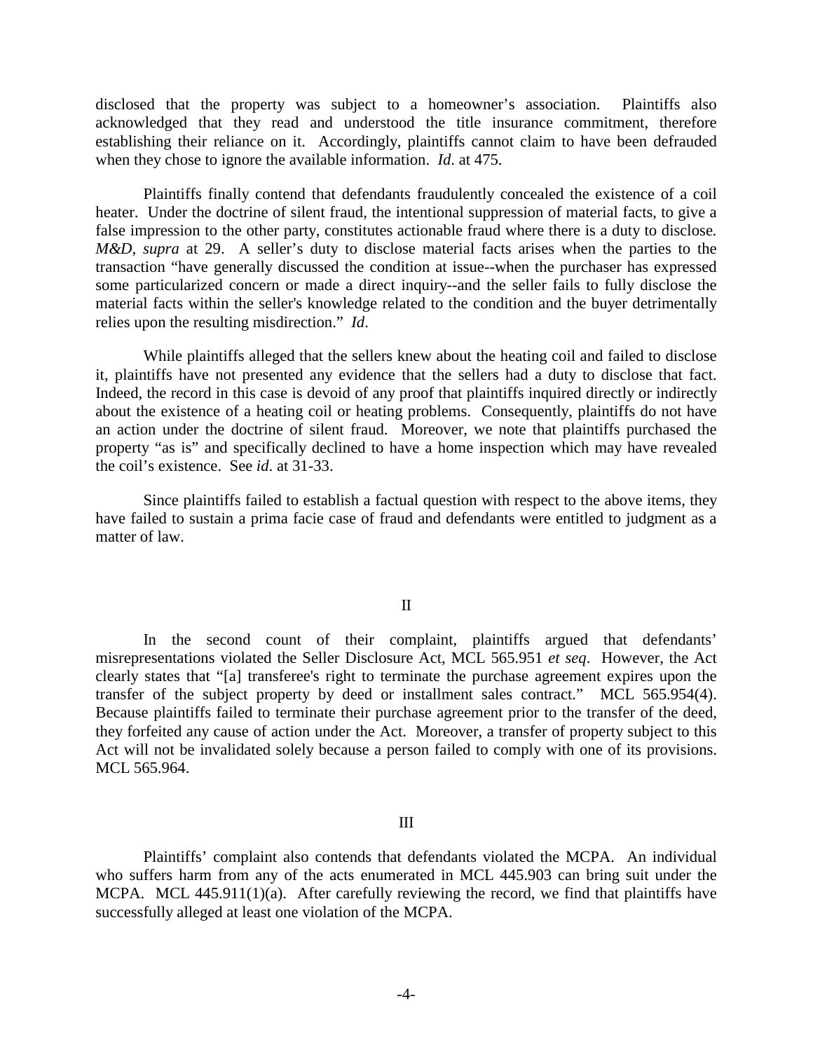disclosed that the property was subject to a homeowner's association. Plaintiffs also acknowledged that they read and understood the title insurance commitment, therefore establishing their reliance on it. Accordingly, plaintiffs cannot claim to have been defrauded when they chose to ignore the available information. *Id*. at 475.

Plaintiffs finally contend that defendants fraudulently concealed the existence of a coil heater. Under the doctrine of silent fraud, the intentional suppression of material facts, to give a false impression to the other party, constitutes actionable fraud where there is a duty to disclose. *M&D*, *supra* at 29. A seller's duty to disclose material facts arises when the parties to the transaction "have generally discussed the condition at issue--when the purchaser has expressed some particularized concern or made a direct inquiry--and the seller fails to fully disclose the material facts within the seller's knowledge related to the condition and the buyer detrimentally relies upon the resulting misdirection." *Id*.

While plaintiffs alleged that the sellers knew about the heating coil and failed to disclose it, plaintiffs have not presented any evidence that the sellers had a duty to disclose that fact. Indeed, the record in this case is devoid of any proof that plaintiffs inquired directly or indirectly about the existence of a heating coil or heating problems. Consequently, plaintiffs do not have an action under the doctrine of silent fraud. Moreover, we note that plaintiffs purchased the property "as is" and specifically declined to have a home inspection which may have revealed the coil's existence. See *id*. at 31-33.

Since plaintiffs failed to establish a factual question with respect to the above items, they have failed to sustain a prima facie case of fraud and defendants were entitled to judgment as a matter of law.

## II

In the second count of their complaint, plaintiffs argued that defendants' misrepresentations violated the Seller Disclosure Act, MCL 565.951 *et seq*. However, the Act clearly states that "[a] transferee's right to terminate the purchase agreement expires upon the transfer of the subject property by deed or installment sales contract." MCL 565.954(4). Because plaintiffs failed to terminate their purchase agreement prior to the transfer of the deed, they forfeited any cause of action under the Act. Moreover, a transfer of property subject to this Act will not be invalidated solely because a person failed to comply with one of its provisions. MCL 565.964.

## III

Plaintiffs' complaint also contends that defendants violated the MCPA. An individual who suffers harm from any of the acts enumerated in MCL 445.903 can bring suit under the MCPA. MCL 445.911(1)(a). After carefully reviewing the record, we find that plaintiffs have successfully alleged at least one violation of the MCPA.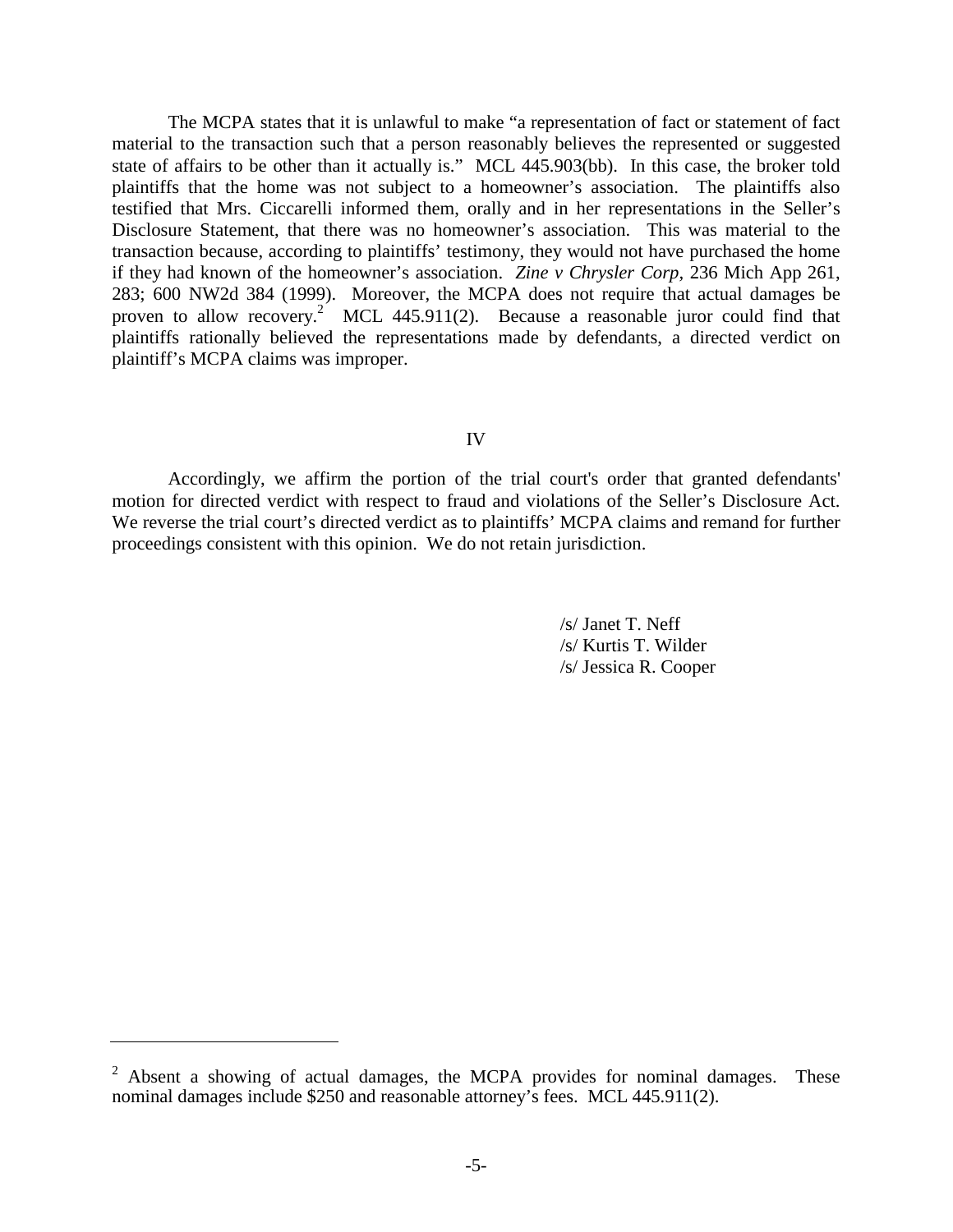The MCPA states that it is unlawful to make "a representation of fact or statement of fact material to the transaction such that a person reasonably believes the represented or suggested state of affairs to be other than it actually is." MCL 445.903(bb). In this case, the broker told plaintiffs that the home was not subject to a homeowner's association. The plaintiffs also testified that Mrs. Ciccarelli informed them, orally and in her representations in the Seller's Disclosure Statement, that there was no homeowner's association. This was material to the transaction because, according to plaintiffs' testimony, they would not have purchased the home if they had known of the homeowner's association. *Zine v Chrysler Corp,* 236 Mich App 261, 283; 600 NW2d 384 (1999). Moreover, the MCPA does not require that actual damages be proven to allow recovery.[2] MCL 445.911(2). Because a reasonable juror could find that plaintiffs rationally believed the representations made by defendants, a directed verdict on plaintiff's MCPA claims was improper.

## IV

Accordingly, we affirm the portion of the trial court's order that granted defendants' motion for directed verdict with respect to fraud and violations of the Seller's Disclosure Act. We reverse the trial court's directed verdict as to plaintiffs' MCPA claims and remand for further proceedings consistent with this opinion. We do not retain jurisdiction.

/s/ Janet T. Neff
/s/ Kurtis T. Wilder
/s/ Jessica R. Cooper

---

[2] Absent a showing of actual damages, the MCPA provides for nominal damages. These nominal damages include $250 and reasonable attorney's fees. MCL 445.911(2).